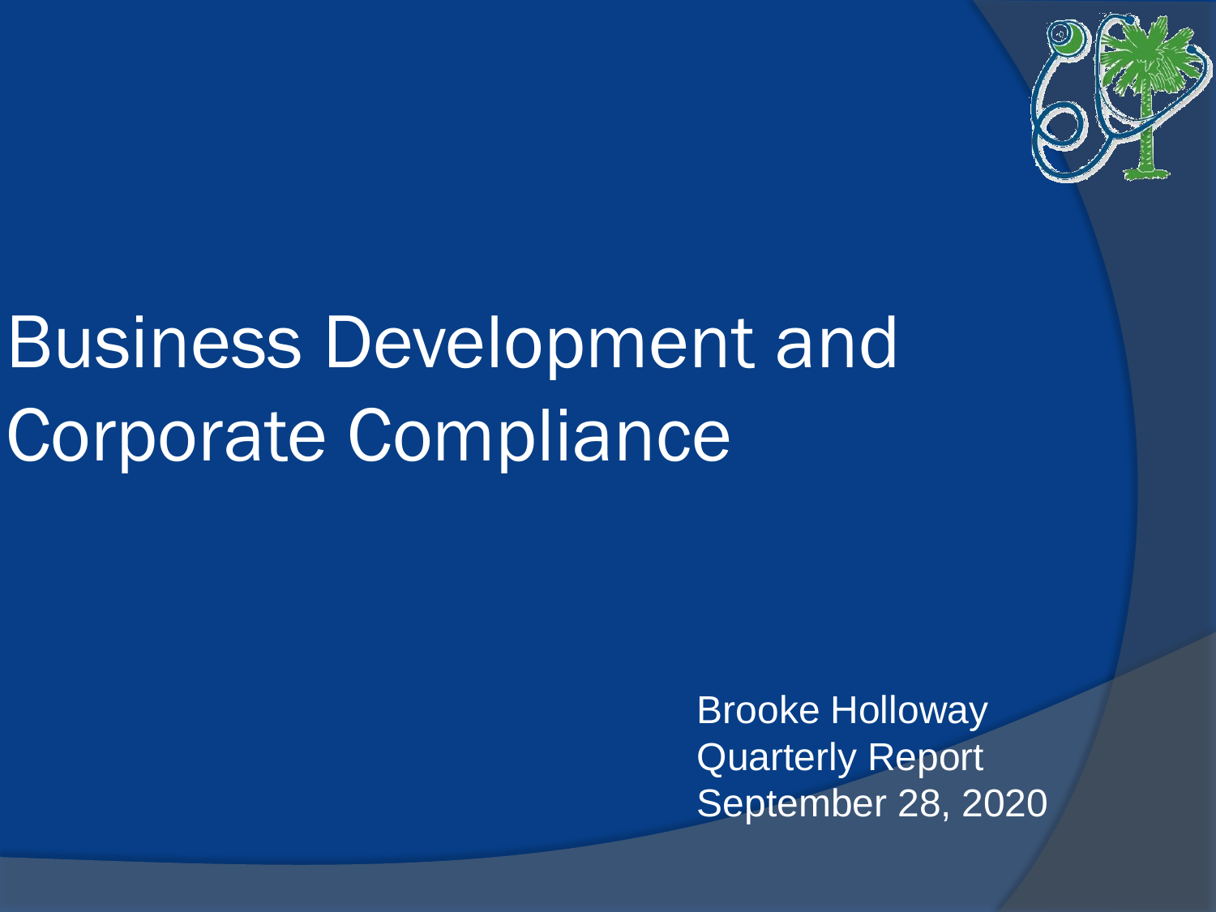# Business Development and Corporate Compliance

Brooke Holloway
Quarterly Report
September 28, 2020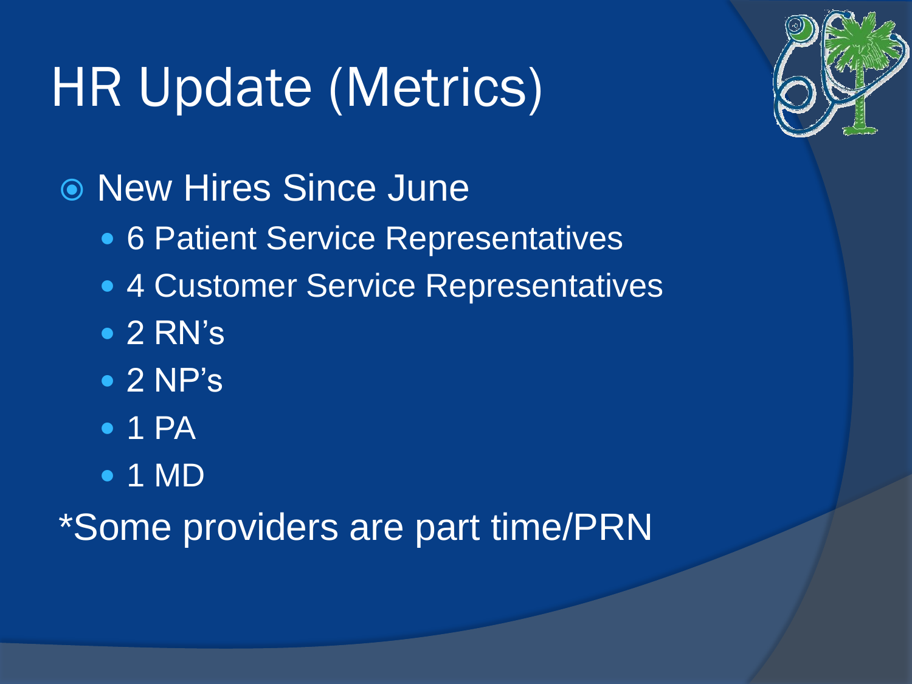# HR Update (Metrics)

- New Hires Since June
  - 6 Patient Service Representatives
  - 4 Customer Service Representatives
  - 2 RN's
  - 2 NP's
  - 1 PA
  - 1 MD

*Some providers are part time/PRN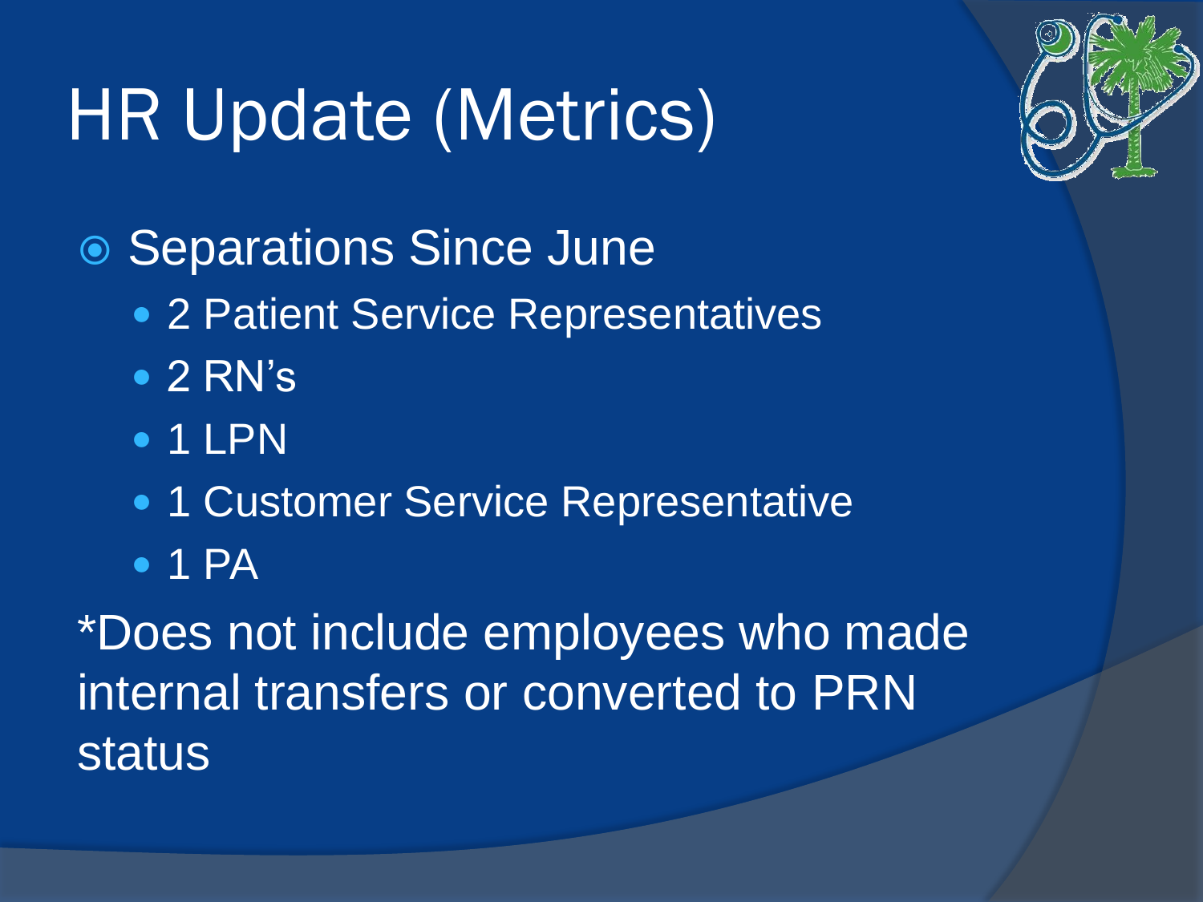# HR Update (Metrics)

- Separations Since June
  - 2 Patient Service Representatives
  - 2 RN's
  - 1 LPN
  - 1 Customer Service Representative
  - 1 PA

*Does not include employees who made internal transfers or converted to PRN status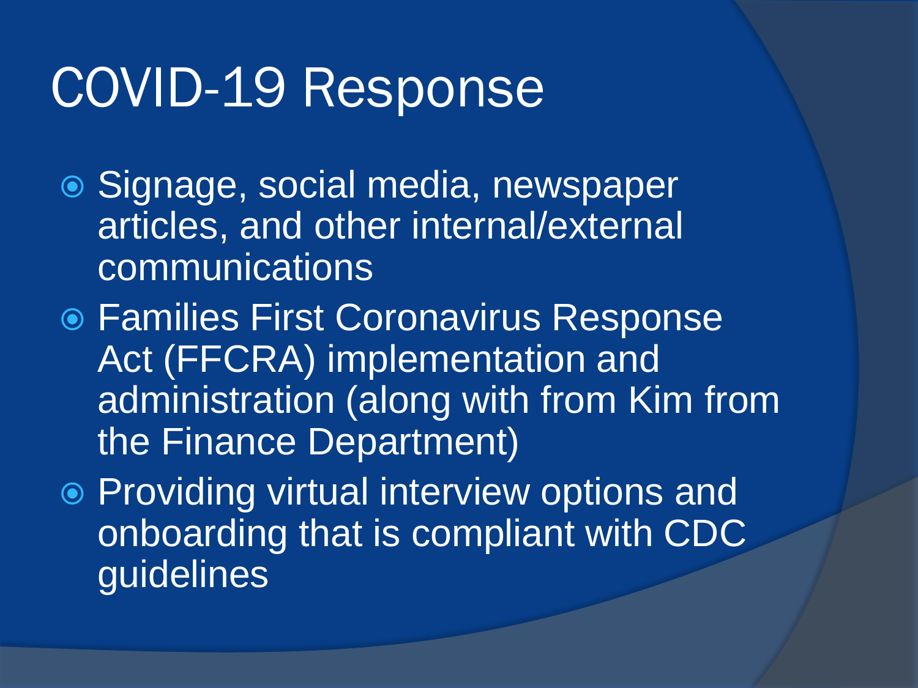# COVID-19 Response

- Signage, social media, newspaper articles, and other internal/external communications
- Families First Coronavirus Response Act (FFCRA) implementation and administration (along with from Kim from the Finance Department)
- Providing virtual interview options and onboarding that is compliant with CDC guidelines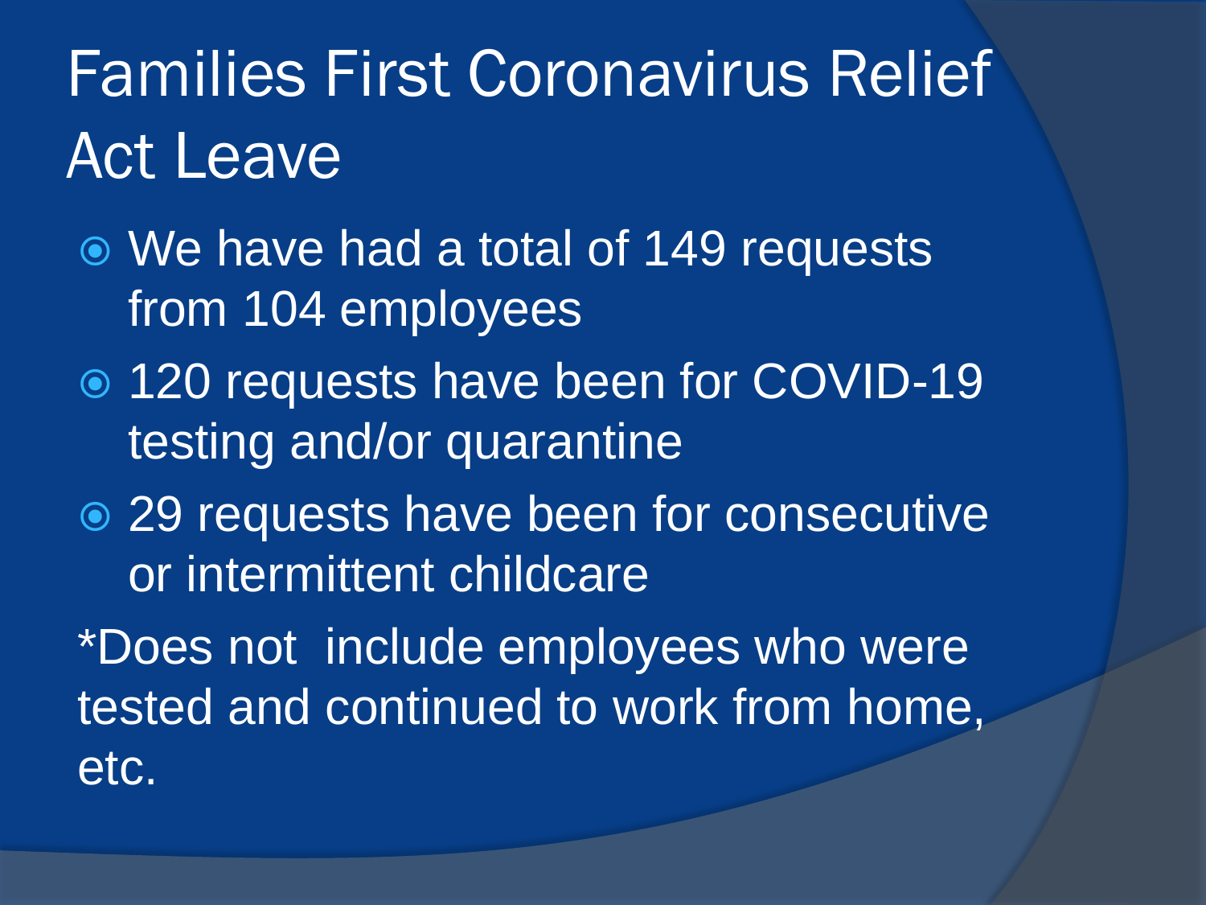# Families First Coronavirus Relief Act Leave

- We have had a total of 149 requests from 104 employees
- 120 requests have been for COVID-19 testing and/or quarantine
- 29 requests have been for consecutive or intermittent childcare

*Does not  include employees who were tested and continued to work from home, etc.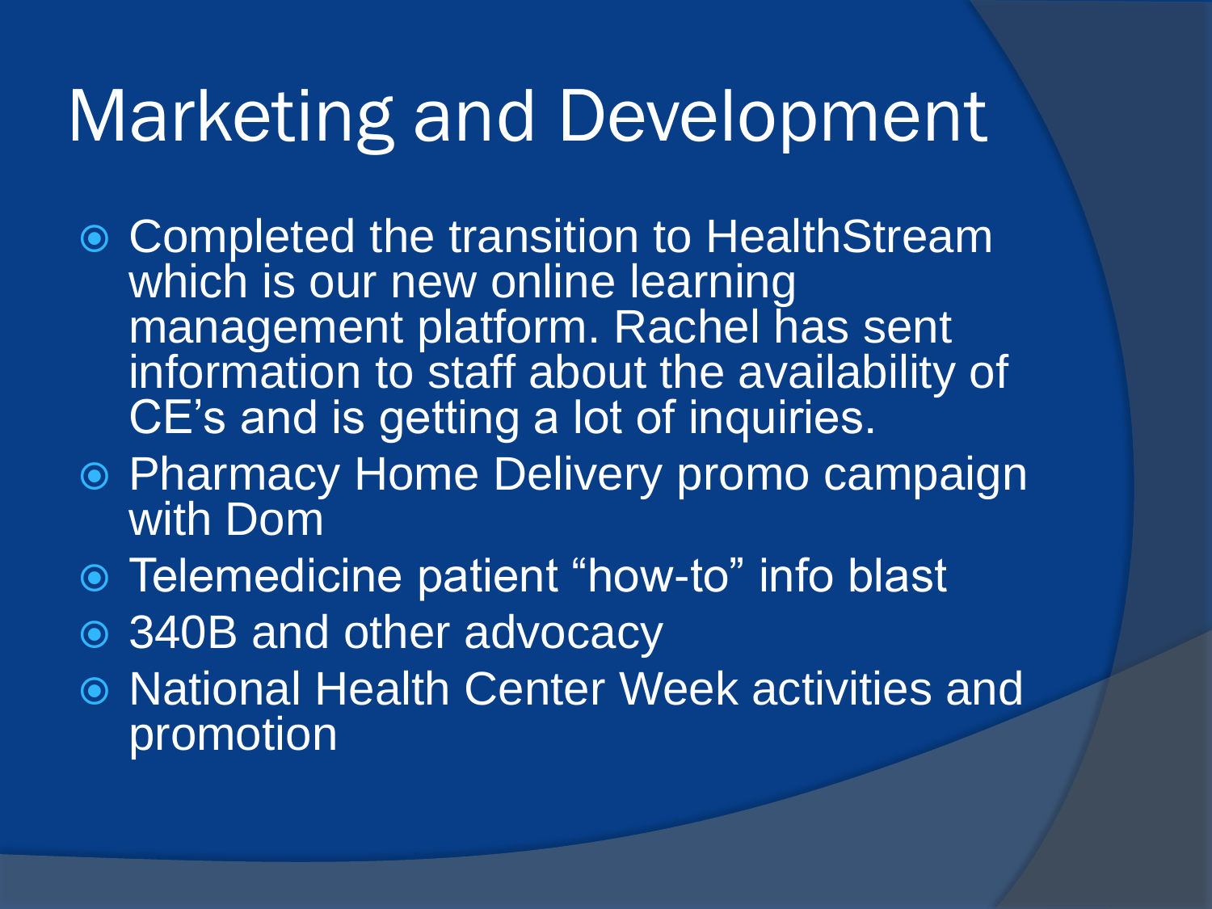# Marketing and Development

- Completed the transition to HealthStream which is our new online learning management platform. Rachel has sent information to staff about the availability of CE's and is getting a lot of inquiries.
- Pharmacy Home Delivery promo campaign with Dom
- Telemedicine patient "how-to" info blast
- 340B and other advocacy
- National Health Center Week activities and promotion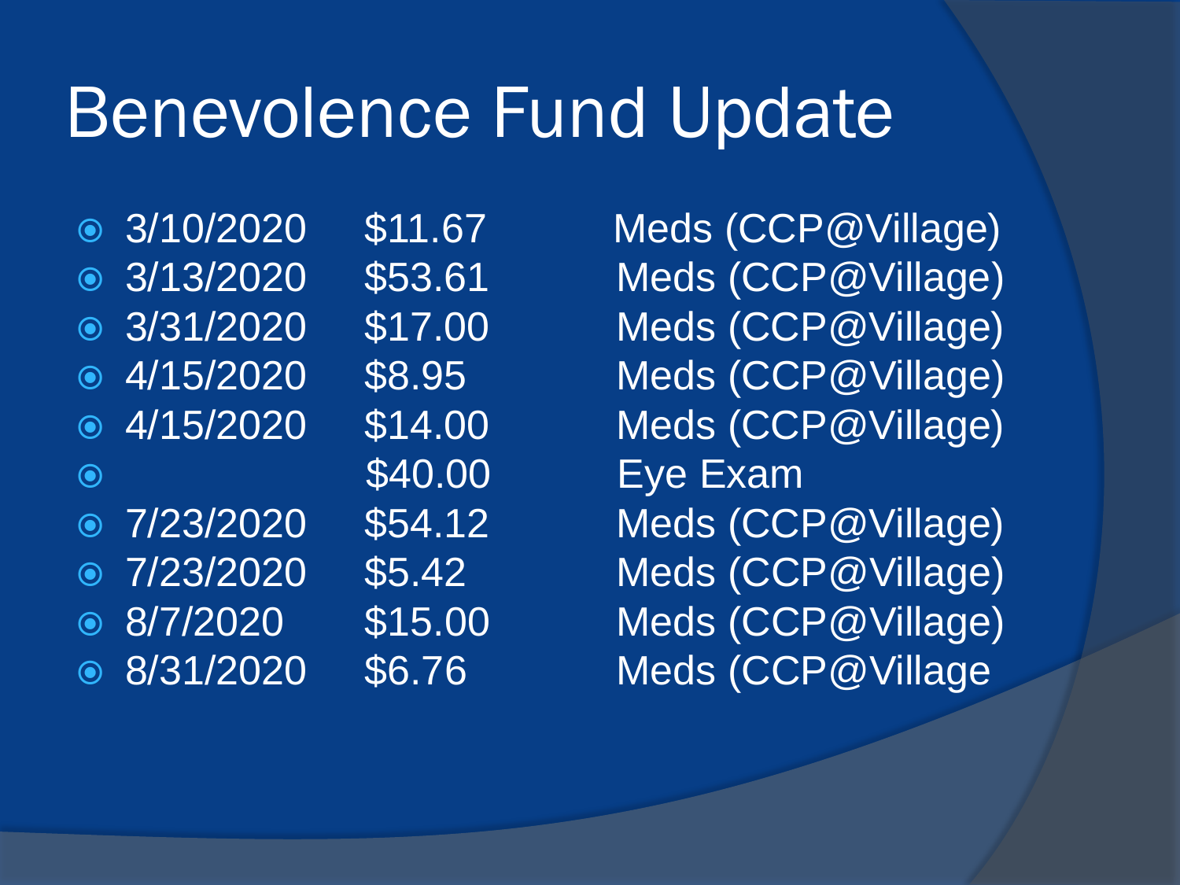# Benevolence Fund Update

- 3/10/2020 $11.67 Meds (CCP@Village)
- 3/13/2020 $53.61 Meds (CCP@Village)
- 3/31/2020 $17.00 Meds (CCP@Village)
- 4/15/2020 $8.95 Meds (CCP@Village)
- 4/15/2020 $14.00 Meds (CCP@Village)
- $40.00 Eye Exam
- 7/23/2020 $54.12 Meds (CCP@Village)
- 7/23/2020 $5.42 Meds (CCP@Village)
- 8/7/2020 $15.00 Meds (CCP@Village)
- 8/31/2020 $6.76 Meds (CCP@Village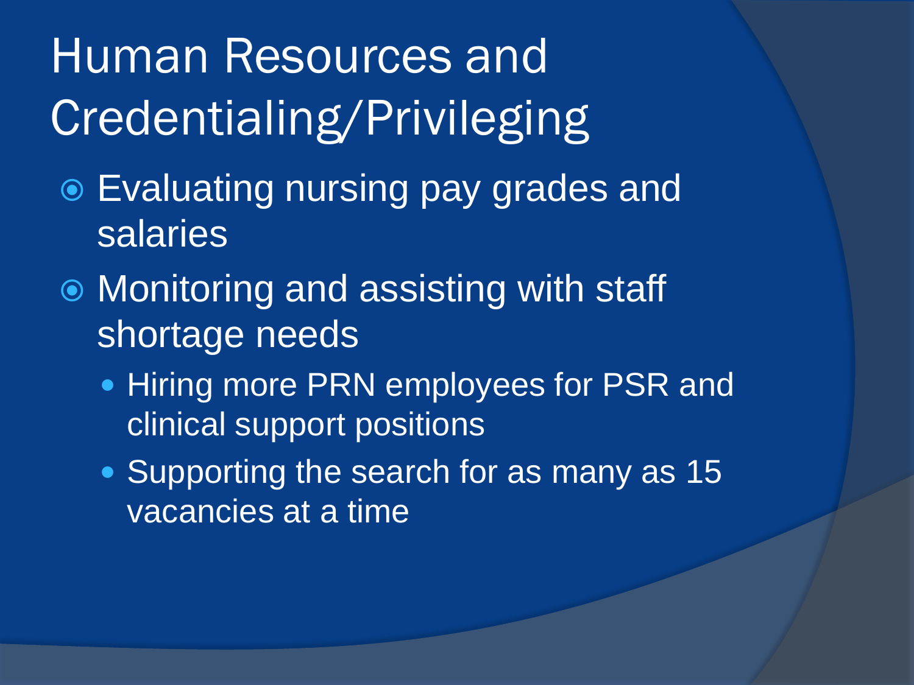# Human Resources and Credentialing/Privileging

- Evaluating nursing pay grades and salaries
- Monitoring and assisting with staff shortage needs
  - Hiring more PRN employees for PSR and clinical support positions
  - Supporting the search for as many as 15 vacancies at a time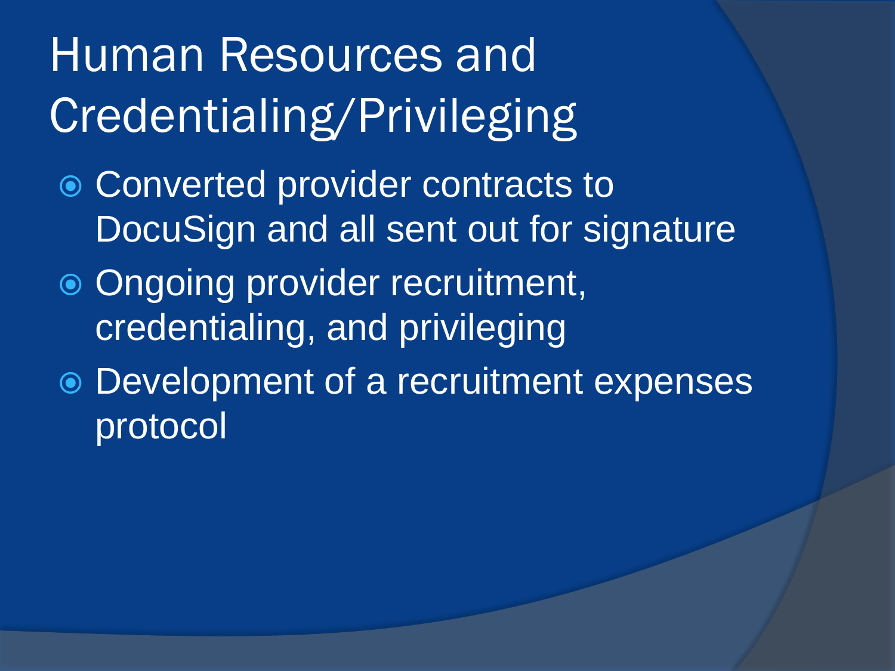# Human Resources and Credentialing/Privileging

- Converted provider contracts to DocuSign and all sent out for signature
- Ongoing provider recruitment, credentialing, and privileging
- Development of a recruitment expenses protocol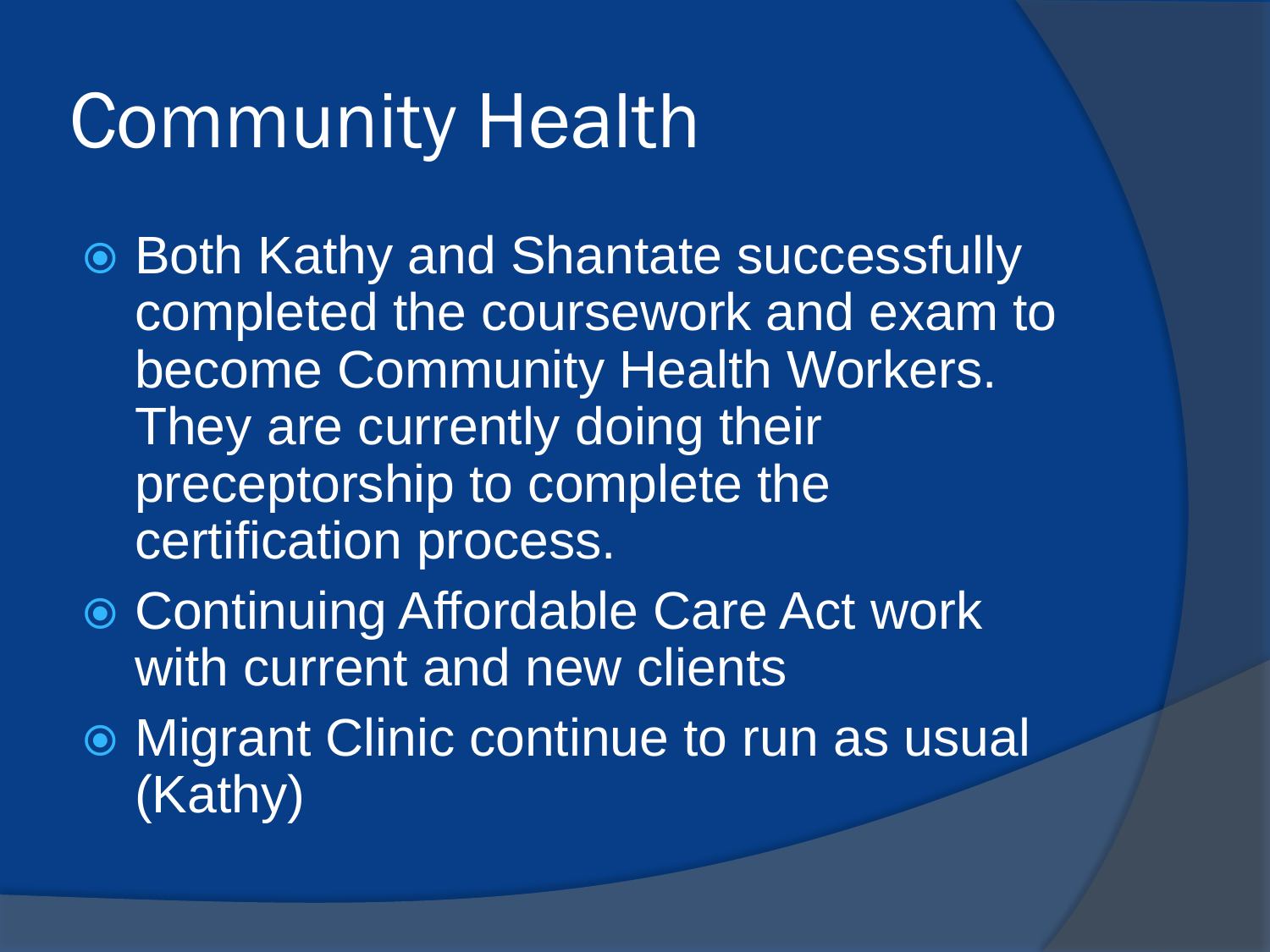# Community Health

- Both Kathy and Shantate successfully completed the coursework and exam to become Community Health Workers. They are currently doing their preceptorship to complete the certification process.
- Continuing Affordable Care Act work with current and new clients
- Migrant Clinic continue to run as usual (Kathy)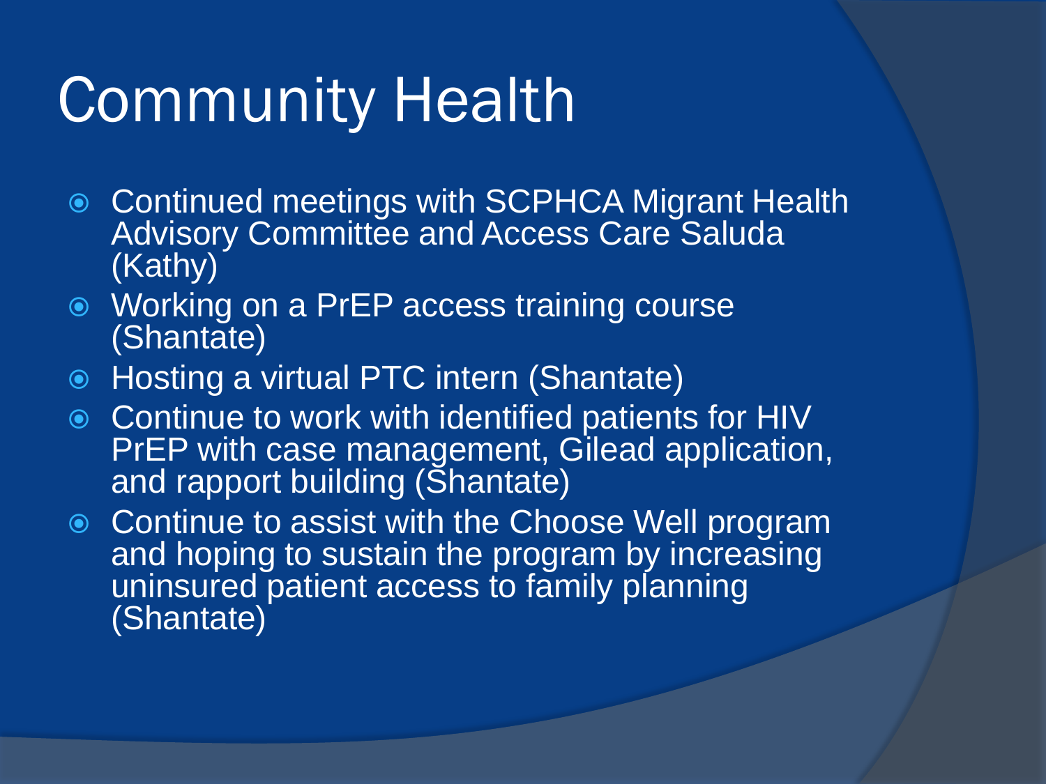# Community Health

- Continued meetings with SCPHCA Migrant Health Advisory Committee and Access Care Saluda (Kathy)
- Working on a PrEP access training course (Shantate)
- Hosting a virtual PTC intern (Shantate)
- Continue to work with identified patients for HIV PrEP with case management, Gilead application, and rapport building (Shantate)
- Continue to assist with the Choose Well program and hoping to sustain the program by increasing uninsured patient access to family planning (Shantate)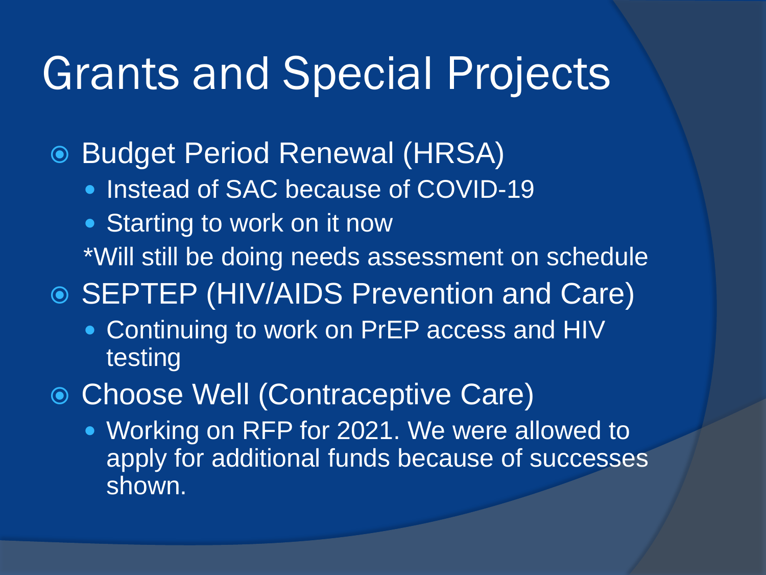# Grants and Special Projects

- Budget Period Renewal (HRSA)
  - Instead of SAC because of COVID-19
  - Starting to work on it now

  *Will still be doing needs assessment on schedule
- SEPTEP (HIV/AIDS Prevention and Care)
  - Continuing to work on PrEP access and HIV testing
- Choose Well (Contraceptive Care)
  - Working on RFP for 2021. We were allowed to apply for additional funds because of successes shown.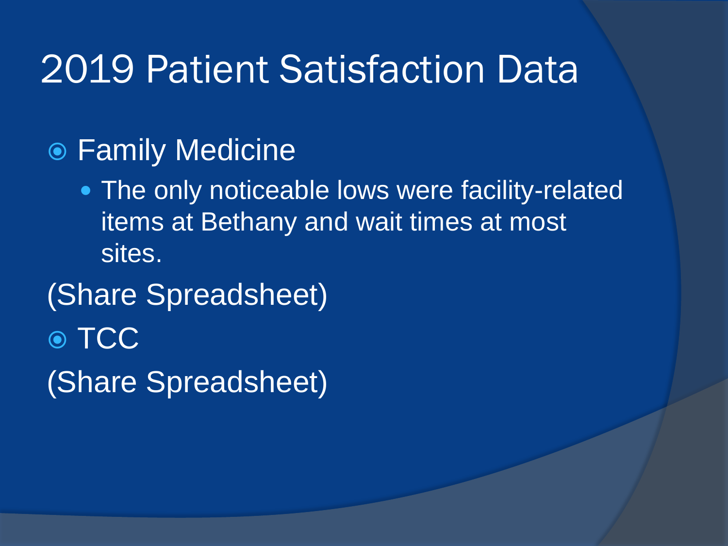# 2019 Patient Satisfaction Data

- Family Medicine
  - The only noticeable lows were facility-related items at Bethany and wait times at most sites.

(Share Spreadsheet)

- TCC

(Share Spreadsheet)